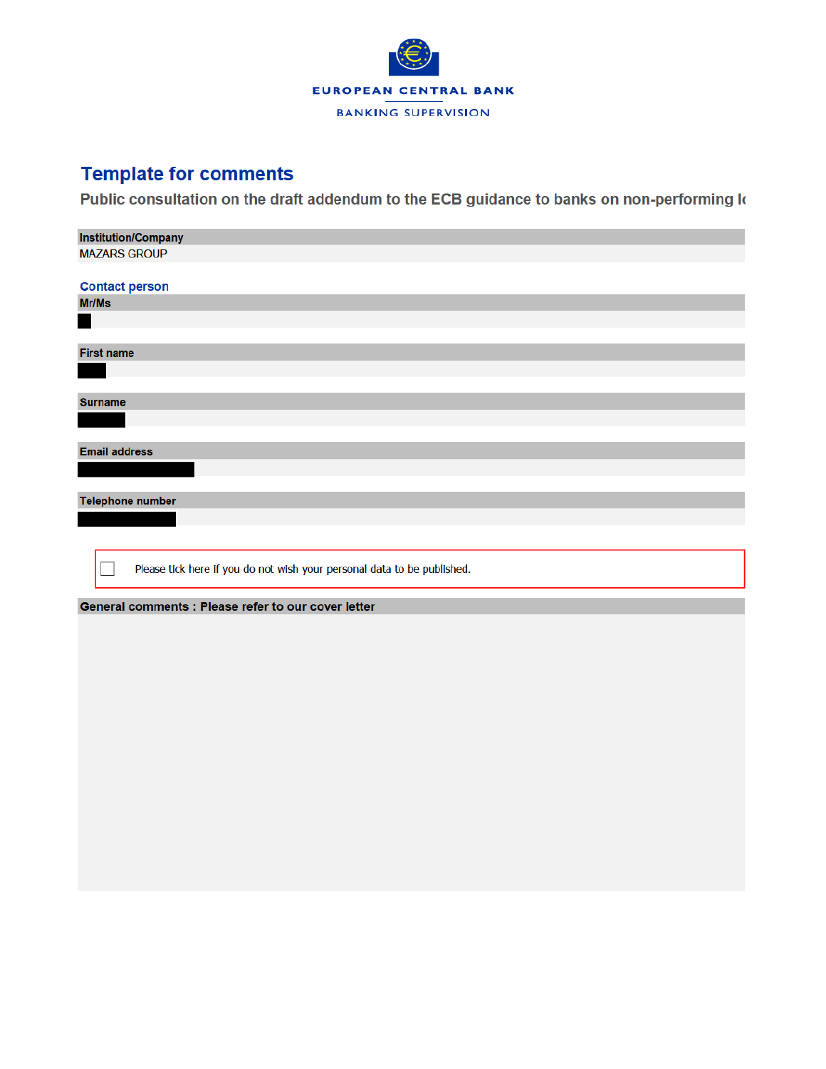EUROPEAN CENTRAL BANK

BANKING SUPERVISION

# Template for comments

## Public consultation on the draft addendum to the ECB guidance to banks on non-performing l

**Institution/Company**

MAZARS GROUP

**Contact person**

**Mr/Ms**

**First name**

**Surname**

**Email address**

**Telephone number**

☐ Please tick here if you do not wish your personal data to be published.

**General comments : Please refer to our cover letter**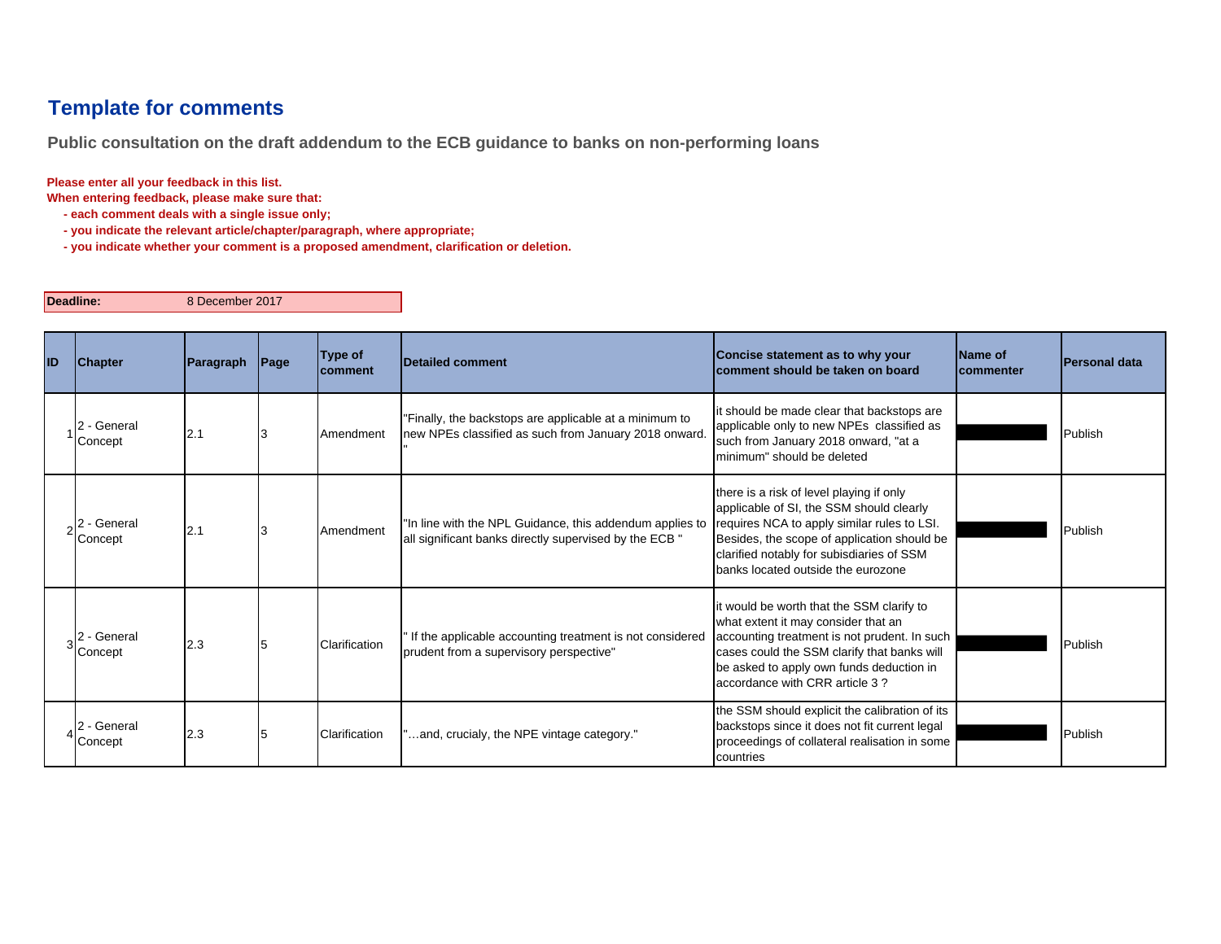# Template for comments

## Public consultation on the draft addendum to the ECB guidance to banks on non-performing loans

**Please enter all your feedback in this list.**
**When entering feedback, please make sure that:**
- **each comment deals with a single issue only;**
- **you indicate the relevant article/chapter/paragraph, where appropriate;**
- **you indicate whether your comment is a proposed amendment, clarification or deletion.**

| **Deadline:** | 8 December 2017 |
|---|---|

| ID | Chapter | Paragraph | Page | Type of comment | Detailed comment | Concise statement as to why your comment should be taken on board | Name of commenter | Personal data |
|---|---|---|---|---|---|---|---|---|
| 1 | 2 - General Concept | 2.1 | 3 | Amendment | "Finally, the backstops are applicable at a minimum to new NPEs classified as such from January 2018 onward. " | it should be made clear that backstops are applicable only to new NPEs classified as such from January 2018 onward, "at a minimum" should be deleted | | Publish |
| 2 | 2 - General Concept | 2.1 | 3 | Amendment | "In line with the NPL Guidance, this addendum applies to all significant banks directly supervised by the ECB " | there is a risk of level playing if only applicable of SI, the SSM should clearly requires NCA to apply similar rules to LSI. Besides, the scope of application should be clarified notably for subisdiaries of SSM banks located outside the eurozone | | Publish |
| 3 | 2 - General Concept | 2.3 | 5 | Clarification | " If the applicable accounting treatment is not considered prudent from a supervisory perspective" | it would be worth that the SSM clarify to what extent it may consider that an accounting treatment is not prudent. In such cases could the SSM clarify that banks will be asked to apply own funds deduction in accordance with CRR article 3 ? | | Publish |
| 4 | 2 - General Concept | 2.3 | 5 | Clarification | "…and, crucialy, the NPE vintage category." | the SSM should explicit the calibration of its backstops since it does not fit current legal proceedings of collateral realisation in some countries | | Publish |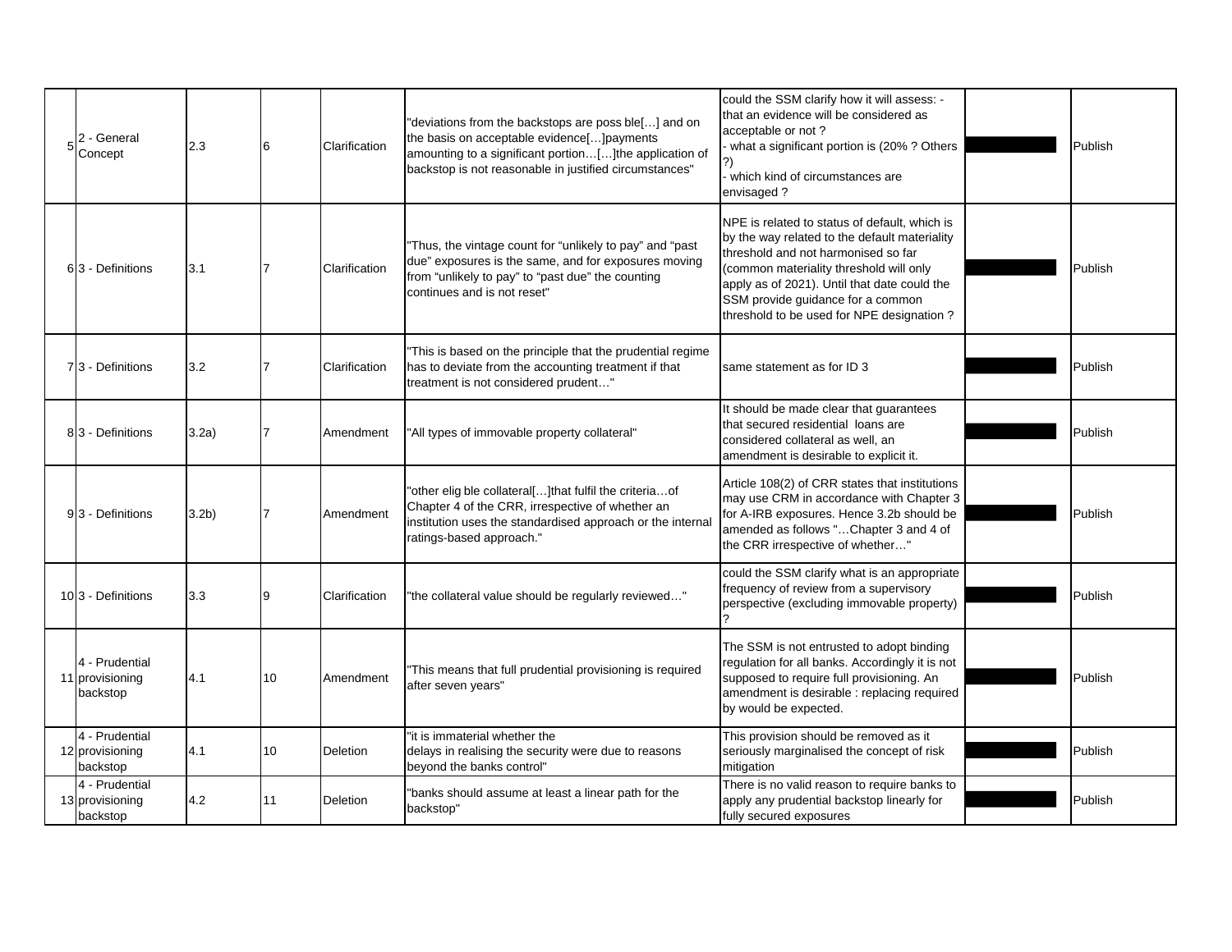| 5 | 2 - General Concept | 2.3 | 6 | Clarification | "deviations from the backstops are poss ble[…] and on the basis on acceptable evidence[…]payments amounting to a significant portion…[…]the application of backstop is not reasonable in justified circumstances" | could the SSM clarify how it will assess: - that an evidence will be considered as acceptable or not ?<br>- what a significant portion is (20% ? Others ?)<br>- which kind of circumstances are envisaged ? | | Publish |
|---|---|---|---|---|---|---|---|---|
| 6 | 3 - Definitions | 3.1 | 7 | Clarification | "Thus, the vintage count for "unlikely to pay" and "past due" exposures is the same, and for exposures moving from "unlikely to pay" to "past due" the counting continues and is not reset" | NPE is related to status of default, which is by the way related to the default materiality threshold and not harmonised so far (common materiality threshold will only apply as of 2021). Until that date could the SSM provide guidance for a common threshold to be used for NPE designation ? | | Publish |
| 7 | 3 - Definitions | 3.2 | 7 | Clarification | "This is based on the principle that the prudential regime has to deviate from the accounting treatment if that treatment is not considered prudent…" | same statement as for ID 3 | | Publish |
| 8 | 3 - Definitions | 3.2a) | 7 | Amendment | "All types of immovable property collateral" | It should be made clear that guarantees that secured residential loans are considered collateral as well, an amendment is desirable to explicit it. | | Publish |
| 9 | 3 - Definitions | 3.2b) | 7 | Amendment | "other elig ble collateral[…]that fulfil the criteria…of Chapter 4 of the CRR, irrespective of whether an institution uses the standardised approach or the internal ratings-based approach." | Article 108(2) of CRR states that institutions may use CRM in accordance with Chapter 3 for A-IRB exposures. Hence 3.2b should be amended as follows "…Chapter 3 and 4 of the CRR irrespective of whether…" | | Publish |
| 10 | 3 - Definitions | 3.3 | 9 | Clarification | "the collateral value should be regularly reviewed…" | could the SSM clarify what is an appropriate frequency of review from a supervisory perspective (excluding immovable property) ? | | Publish |
| 11 | 4 - Prudential provisioning backstop | 4.1 | 10 | Amendment | "This means that full prudential provisioning is required after seven years" | The SSM is not entrusted to adopt binding regulation for all banks. Accordingly it is not supposed to require full provisioning. An amendment is desirable : replacing required by would be expected. | | Publish |
| 12 | 4 - Prudential provisioning backstop | 4.1 | 10 | Deletion | "it is immaterial whether the delays in realising the security were due to reasons beyond the banks control" | This provision should be removed as it seriously marginalised the concept of risk mitigation | | Publish |
| 13 | 4 - Prudential provisioning backstop | 4.2 | 11 | Deletion | "banks should assume at least a linear path for the backstop" | There is no valid reason to require banks to apply any prudential backstop linearly for fully secured exposures | | Publish |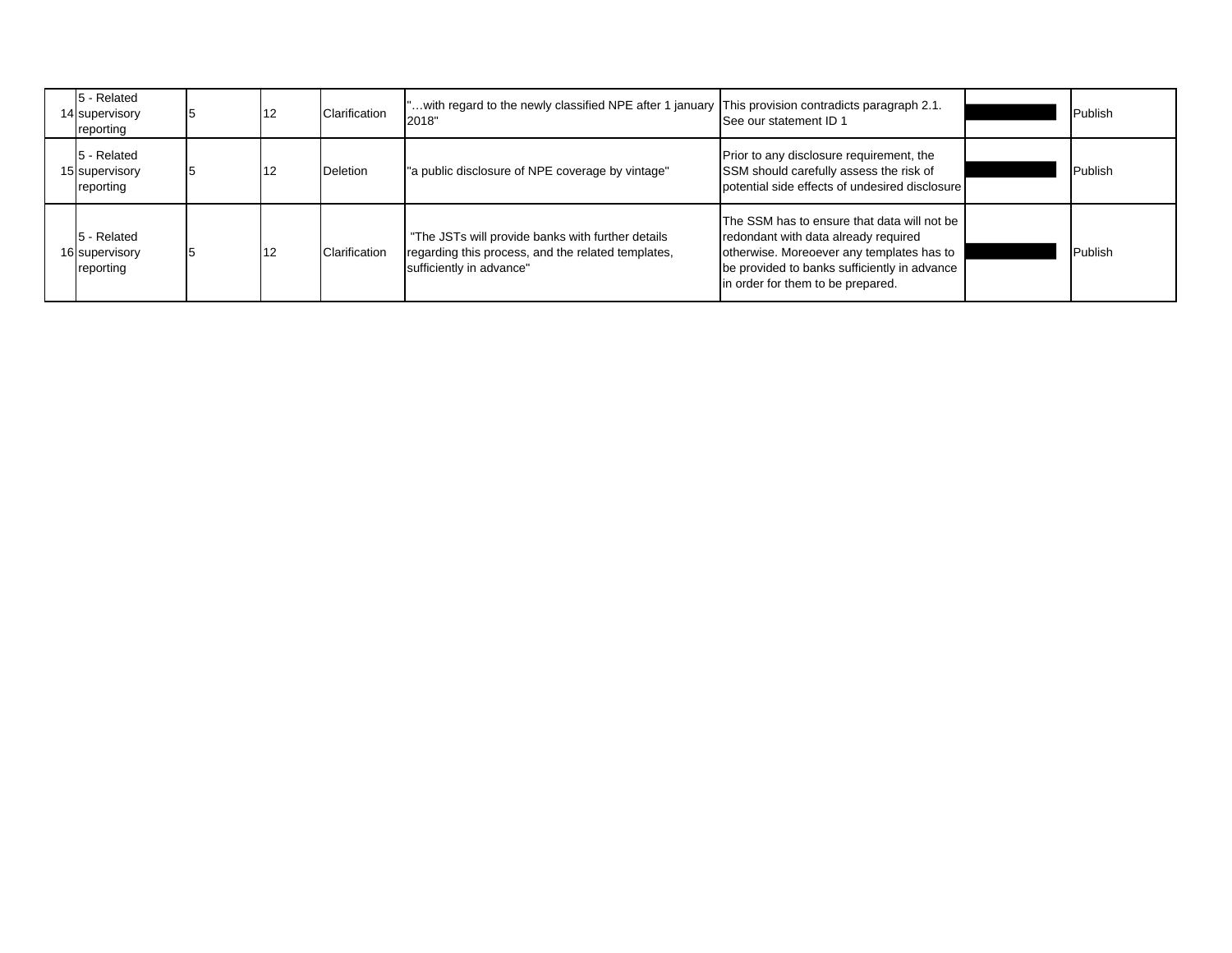| | | | | | | | | |
|---|---|---|---|---|---|---|---|---|
| 14 | 5 - Related supervisory reporting | 5 | 12 | Clarification | "…with regard to the newly classified NPE after 1 january 2018" | This provision contradicts paragraph 2.1. See our statement ID 1 | | Publish |
| 15 | 5 - Related supervisory reporting | 5 | 12 | Deletion | "a public disclosure of NPE coverage by vintage" | Prior to any disclosure requirement, the SSM should carefully assess the risk of potential side effects of undesired disclosure | | Publish |
| 16 | 5 - Related supervisory reporting | 5 | 12 | Clarification | "The JSTs will provide banks with further details regarding this process, and the related templates, sufficiently in advance" | The SSM has to ensure that data will not be redondant with data already required otherwise. Moreoever any templates has to be provided to banks sufficiently in advance in order for them to be prepared. | | Publish |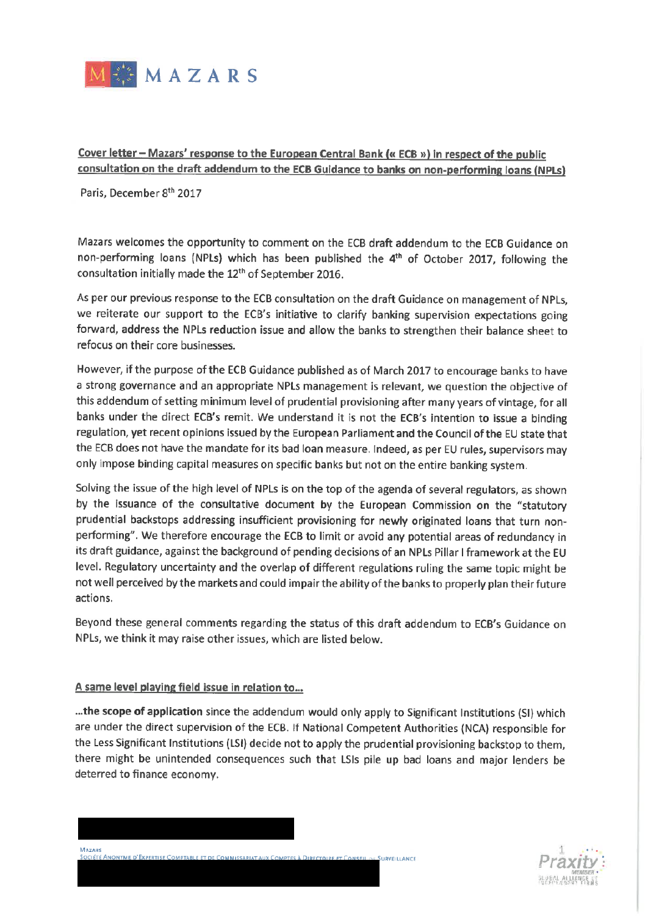**Cover letter – Mazars' response to the European Central Bank (« ECB ») in respect of the public consultation on the draft addendum to the ECB Guidance to banks on non-performing loans (NPLs)**

Paris, December 8th 2017

Mazars welcomes the opportunity to comment on the ECB draft addendum to the ECB Guidance on non-performing loans (NPLs) which has been published the 4th of October 2017, following the consultation initially made the 12th of September 2016.

As per our previous response to the ECB consultation on the draft Guidance on management of NPLs, we reiterate our support to the ECB's initiative to clarify banking supervision expectations going forward, address the NPLs reduction issue and allow the banks to strengthen their balance sheet to refocus on their core businesses.

However, if the purpose of the ECB Guidance published as of March 2017 to encourage banks to have a strong governance and an appropriate NPLs management is relevant, we question the objective of this addendum of setting minimum level of prudential provisioning after many years of vintage, for all banks under the direct ECB's remit. We understand it is not the ECB's intention to issue a binding regulation, yet recent opinions issued by the European Parliament and the Council of the EU state that the ECB does not have the mandate for its bad loan measure. Indeed, as per EU rules, supervisors may only impose binding capital measures on specific banks but not on the entire banking system.

Solving the issue of the high level of NPLs is on the top of the agenda of several regulators, as shown by the issuance of the consultative document by the European Commission on the "statutory prudential backstops addressing insufficient provisioning for newly originated loans that turn non-performing". We therefore encourage the ECB to limit or avoid any potential areas of redundancy in its draft guidance, against the background of pending decisions of an NPLs Pillar I framework at the EU level. Regulatory uncertainty and the overlap of different regulations ruling the same topic might be not well perceived by the markets and could impair the ability of the banks to properly plan their future actions.

Beyond these general comments regarding the status of this draft addendum to ECB's Guidance on NPLs, we think it may raise other issues, which are listed below.

**A same level playing field issue in relation to…**

…**the scope of application** since the addendum would only apply to Significant Institutions (SI) which are under the direct supervision of the ECB. If National Competent Authorities (NCA) responsible for the Less Significant Institutions (LSI) decide not to apply the prudential provisioning backstop to them, there might be unintended consequences such that LSIs pile up bad loans and major lenders be deterred to finance economy.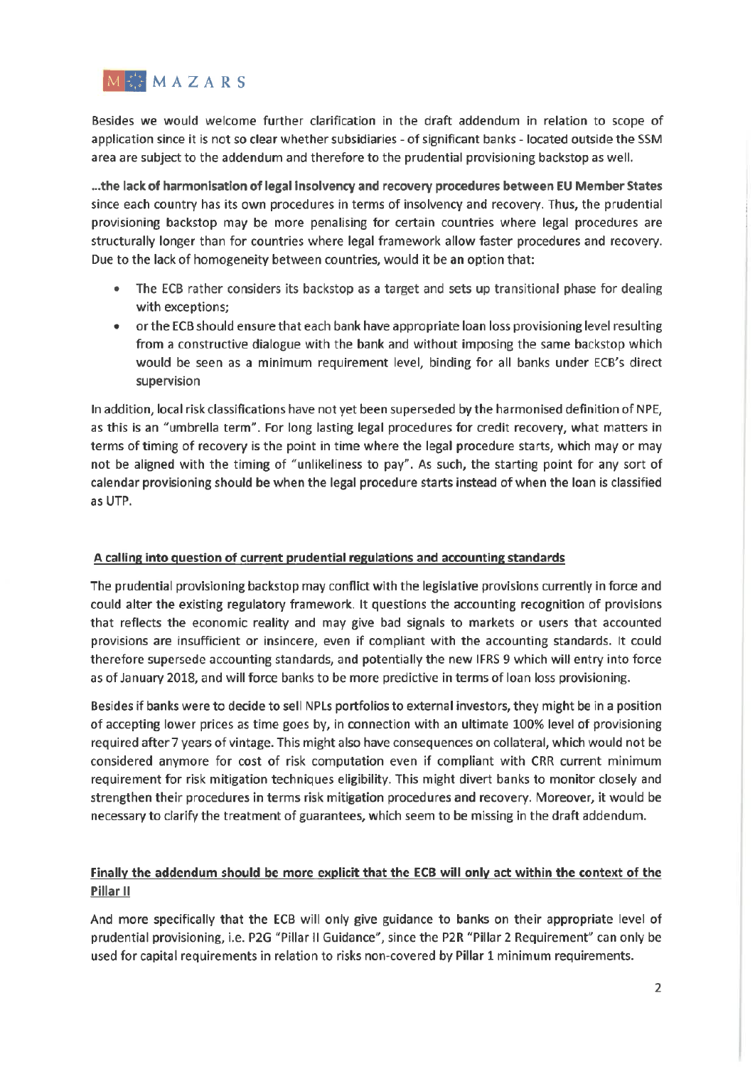Besides we would welcome further clarification in the draft addendum in relation to scope of application since it is not so clear whether subsidiaries - of significant banks - located outside the SSM area are subject to the addendum and therefore to the prudential provisioning backstop as well.

**...the lack of harmonisation of legal insolvency and recovery procedures between EU Member States** since each country has its own procedures in terms of insolvency and recovery. Thus, the prudential provisioning backstop may be more penalising for certain countries where legal procedures are structurally longer than for countries where legal framework allow faster procedures and recovery. Due to the lack of homogeneity between countries, would it be an option that:

- The ECB rather considers its backstop as a target and sets up transitional phase for dealing with exceptions;
- or the ECB should ensure that each bank have appropriate loan loss provisioning level resulting from a constructive dialogue with the bank and without imposing the same backstop which would be seen as a minimum requirement level, binding for all banks under ECB's direct supervision

In addition, local risk classifications have not yet been superseded by the harmonised definition of NPE, as this is an "umbrella term". For long lasting legal procedures for credit recovery, what matters in terms of timing of recovery is the point in time where the legal procedure starts, which may or may not be aligned with the timing of "unlikeliness to pay". As such, the starting point for any sort of calendar provisioning should be when the legal procedure starts instead of when the loan is classified as UTP.

**A calling into question of current prudential regulations and accounting standards**

The prudential provisioning backstop may conflict with the legislative provisions currently in force and could alter the existing regulatory framework. It questions the accounting recognition of provisions that reflects the economic reality and may give bad signals to markets or users that accounted provisions are insufficient or insincere, even if compliant with the accounting standards. It could therefore supersede accounting standards, and potentially the new IFRS 9 which will entry into force as of January 2018, and will force banks to be more predictive in terms of loan loss provisioning.

Besides if banks were to decide to sell NPLs portfolios to external investors, they might be in a position of accepting lower prices as time goes by, in connection with an ultimate 100% level of provisioning required after 7 years of vintage. This might also have consequences on collateral, which would not be considered anymore for cost of risk computation even if compliant with CRR current minimum requirement for risk mitigation techniques eligibility. This might divert banks to monitor closely and strengthen their procedures in terms risk mitigation procedures and recovery. Moreover, it would be necessary to clarify the treatment of guarantees, which seem to be missing in the draft addendum.

**Finally the addendum should be more explicit that the ECB will only act within the context of the Pillar II**

And more specifically that the ECB will only give guidance to banks on their appropriate level of prudential provisioning, i.e. P2G "Pillar II Guidance", since the P2R "Pillar 2 Requirement" can only be used for capital requirements in relation to risks non-covered by Pillar 1 minimum requirements.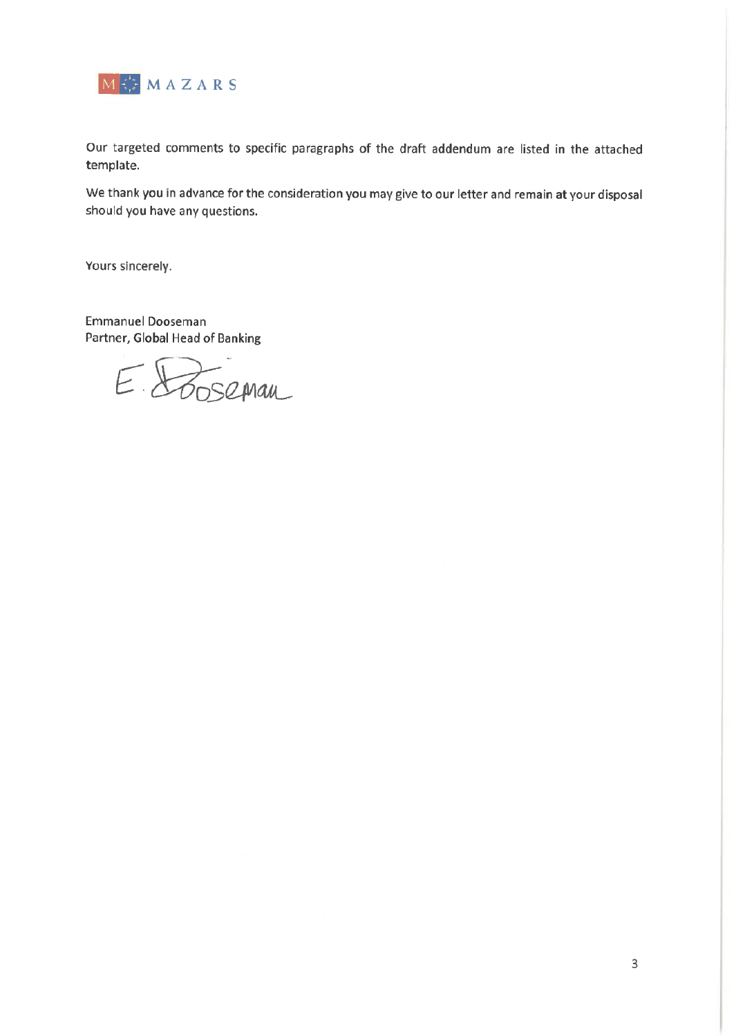MAZARS

Our targeted comments to specific paragraphs of the draft addendum are listed in the attached template.

We thank you in advance for the consideration you may give to our letter and remain at your disposal should you have any questions.

Yours sincerely.

Emmanuel Dooseman
Partner, Global Head of Banking

E. Dooseman